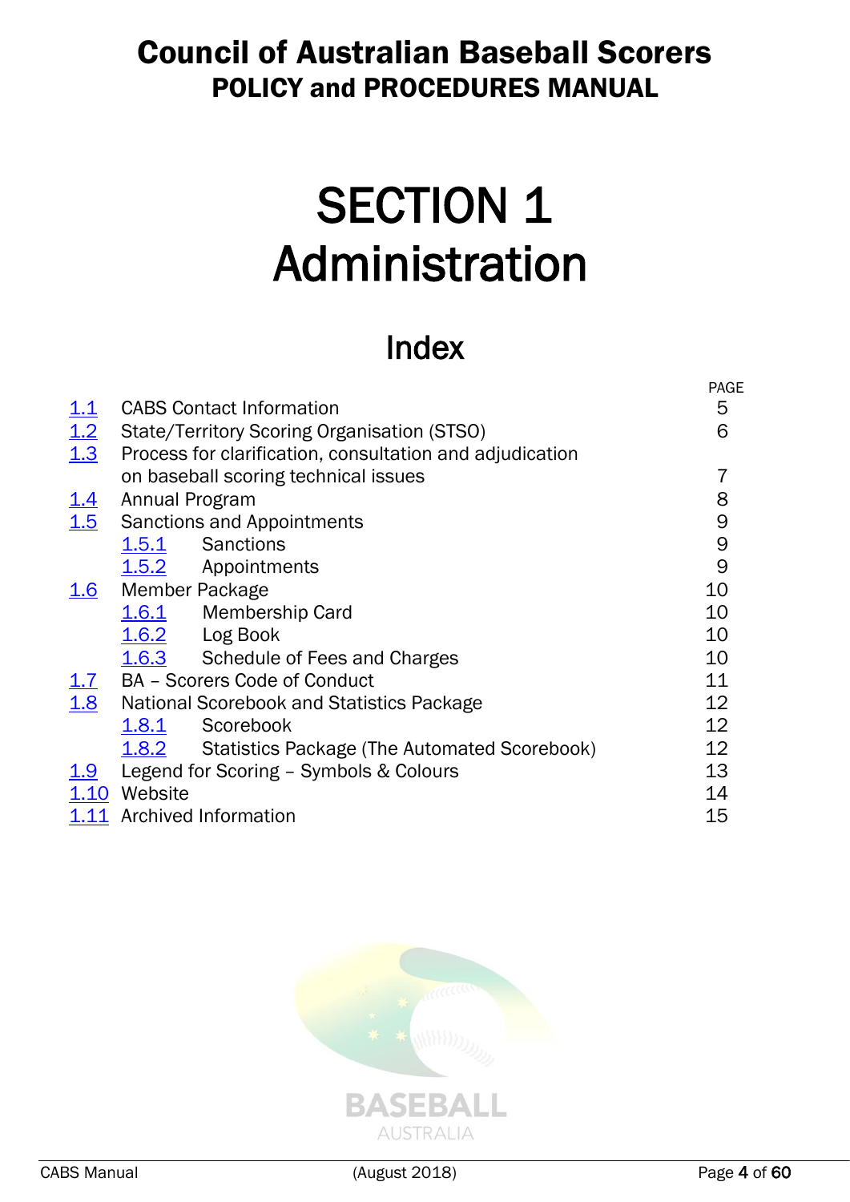# Council of Australian Baseball Scorers
## POLICY and PROCEDURES MANUAL

# SECTION 1
# Administration

## Index

| | | | PAGE |
|---|---|---|---|
| 1.1 | CABS Contact Information | | 5 |
| 1.2 | State/Territory Scoring Organisation (STSO) | | 6 |
| 1.3 | Process for clarification, consultation and adjudication on baseball scoring technical issues | | 7 |
| 1.4 | Annual Program | | 8 |
| 1.5 | Sanctions and Appointments | | 9 |
| | 1.5.1 | Sanctions | 9 |
| | 1.5.2 | Appointments | 9 |
| 1.6 | Member Package | | 10 |
| | 1.6.1 | Membership Card | 10 |
| | 1.6.2 | Log Book | 10 |
| | 1.6.3 | Schedule of Fees and Charges | 10 |
| 1.7 | BA – Scorers Code of Conduct | | 11 |
| 1.8 | National Scorebook and Statistics Package | | 12 |
| | 1.8.1 | Scorebook | 12 |
| | 1.8.2 | Statistics Package (The Automated Scorebook) | 12 |
| 1.9 | Legend for Scoring – Symbols & Colours | | 13 |
| 1.10 | Website | | 14 |
| 1.11 | Archived Information | | 15 |

BASEBALL AUSTRALIA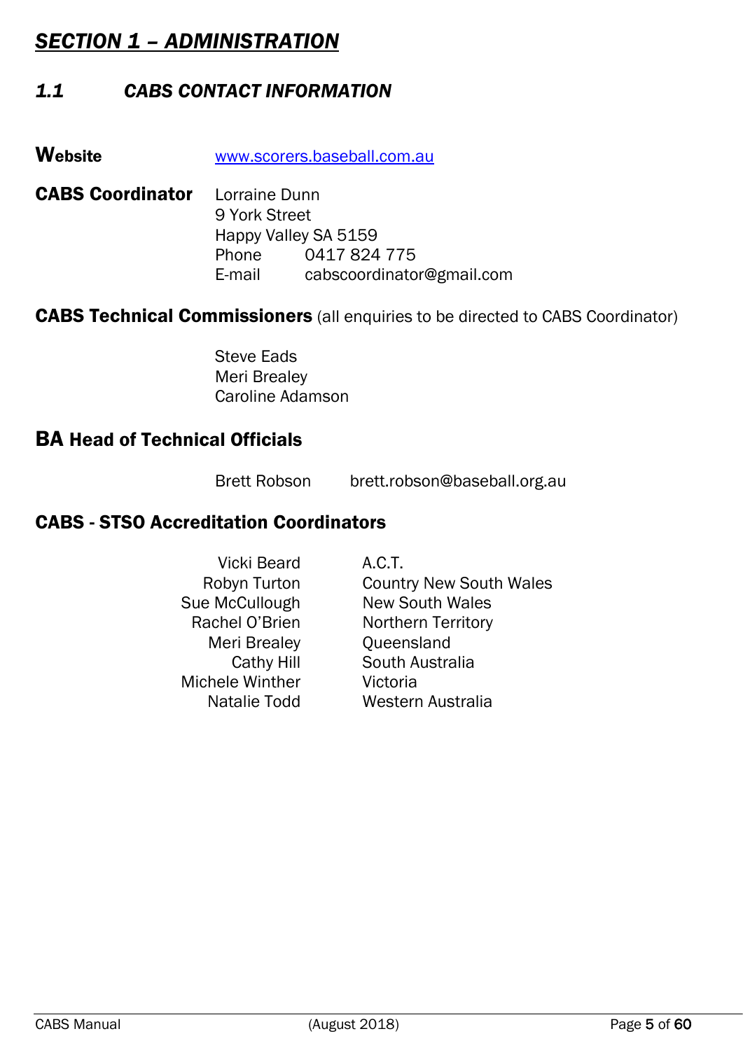# *SECTION 1 – ADMINISTRATION*

## *1.1 CABS CONTACT INFORMATION*

**Website** www.scorers.baseball.com.au

**CABS Coordinator**

Lorraine Dunn
9 York Street
Happy Valley SA 5159
Phone 0417 824 775
E-mail cabscoordinator@gmail.com

**CABS Technical Commissioners** (all enquiries to be directed to CABS Coordinator)

Steve Eads
Meri Brealey
Caroline Adamson

**BA Head of Technical Officials**

Brett Robson brett.robson@baseball.org.au

**CABS - STSO Accreditation Coordinators**

| | |
|---|---|
| Vicki Beard | A.C.T. |
| Robyn Turton | Country New South Wales |
| Sue McCullough | New South Wales |
| Rachel O'Brien | Northern Territory |
| Meri Brealey | Queensland |
| Cathy Hill | South Australia |
| Michele Winther | Victoria |
| Natalie Todd | Western Australia |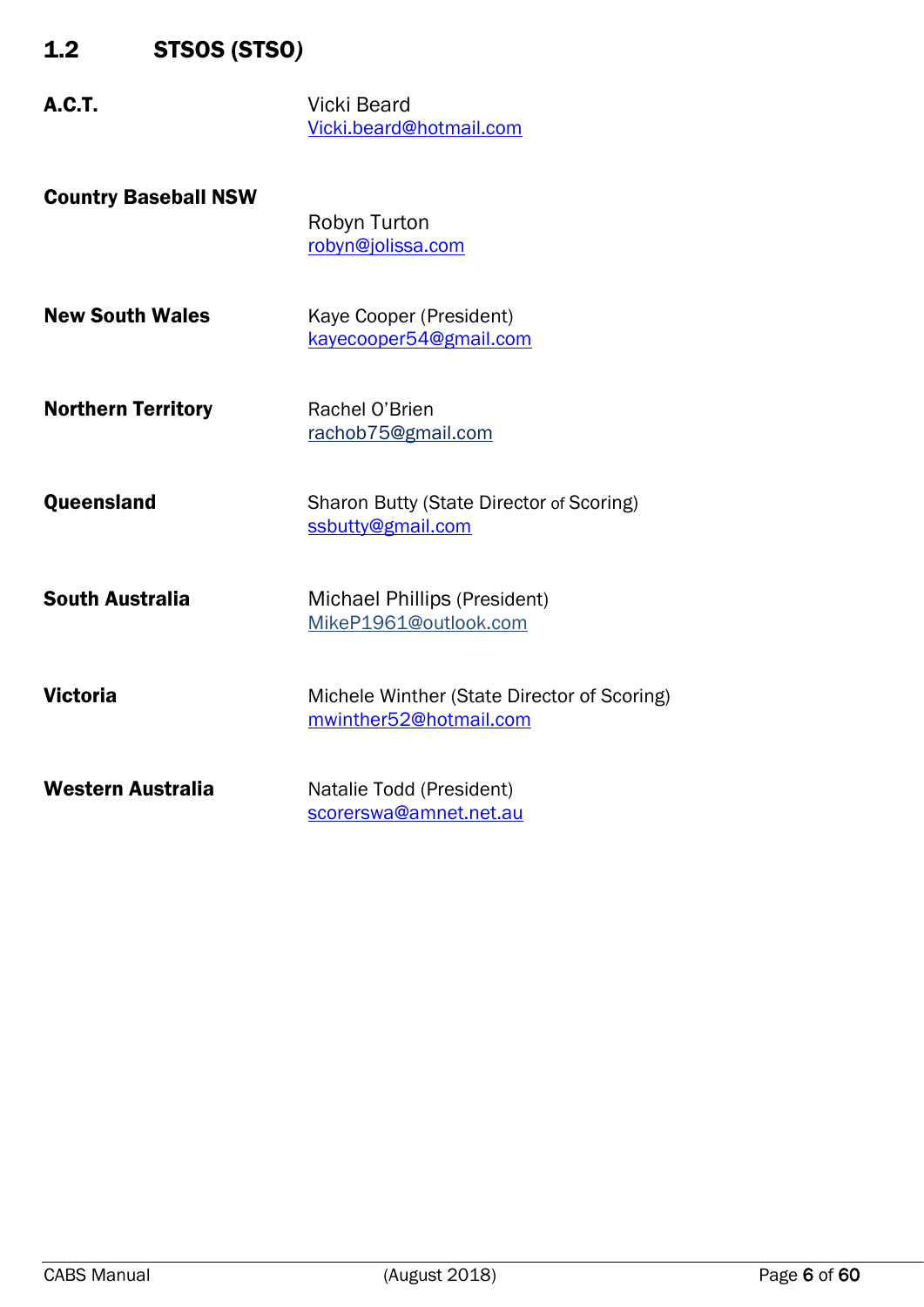## 1.2 STSOS (STSO)

| | |
|---|---|
| **A.C.T.** | Vicki Beard<br>Vicki.beard@hotmail.com |
| **Country Baseball NSW** | Robyn Turton<br>robyn@jolissa.com |
| **New South Wales** | Kaye Cooper (President)<br>kayecooper54@gmail.com |
| **Northern Territory** | Rachel O'Brien<br>rachob75@gmail.com |
| **Queensland** | Sharon Butty (State Director of Scoring)<br>ssbutty@gmail.com |
| **South Australia** | Michael Phillips (President)<br>MikeP1961@outlook.com |
| **Victoria** | Michele Winther (State Director of Scoring)<br>mwinther52@hotmail.com |
| **Western Australia** | Natalie Todd (President)<br>scorerswa@amnet.net.au |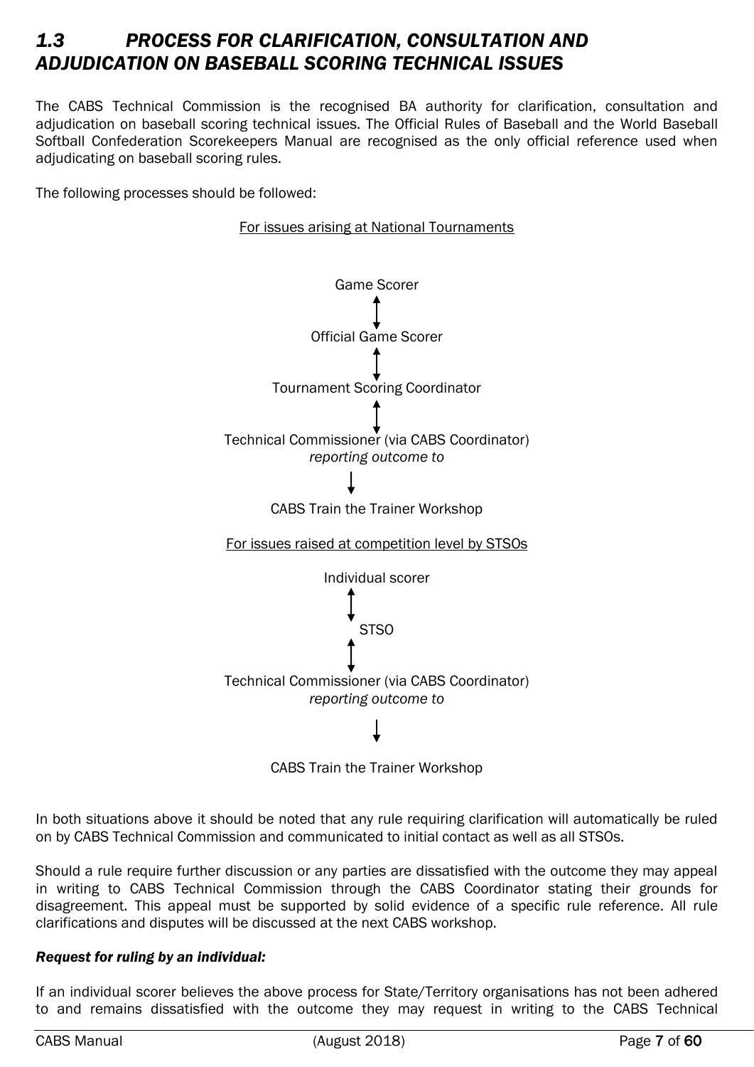## *1.3 PROCESS FOR CLARIFICATION, CONSULTATION AND ADJUDICATION ON BASEBALL SCORING TECHNICAL ISSUES*

The CABS Technical Commission is the recognised BA authority for clarification, consultation and adjudication on baseball scoring technical issues. The Official Rules of Baseball and the World Baseball Softball Confederation Scorekeepers Manual are recognised as the only official reference used when adjudicating on baseball scoring rules.

The following processes should be followed:

For issues arising at National Tournaments

Game Scorer

↕

Official Game Scorer

↕

Tournament Scoring Coordinator

↕

Technical Commissioner (via CABS Coordinator)
*reporting outcome to*

↓

CABS Train the Trainer Workshop

For issues raised at competition level by STSOs

Individual scorer

↕

STSO

↕

Technical Commissioner (via CABS Coordinator)
*reporting outcome to*

↓

CABS Train the Trainer Workshop

In both situations above it should be noted that any rule requiring clarification will automatically be ruled on by CABS Technical Commission and communicated to initial contact as well as all STSOs.

Should a rule require further discussion or any parties are dissatisfied with the outcome they may appeal in writing to CABS Technical Commission through the CABS Coordinator stating their grounds for disagreement. This appeal must be supported by solid evidence of a specific rule reference. All rule clarifications and disputes will be discussed at the next CABS workshop.

***Request for ruling by an individual:***

If an individual scorer believes the above process for State/Territory organisations has not been adhered to and remains dissatisfied with the outcome they may request in writing to the CABS Technical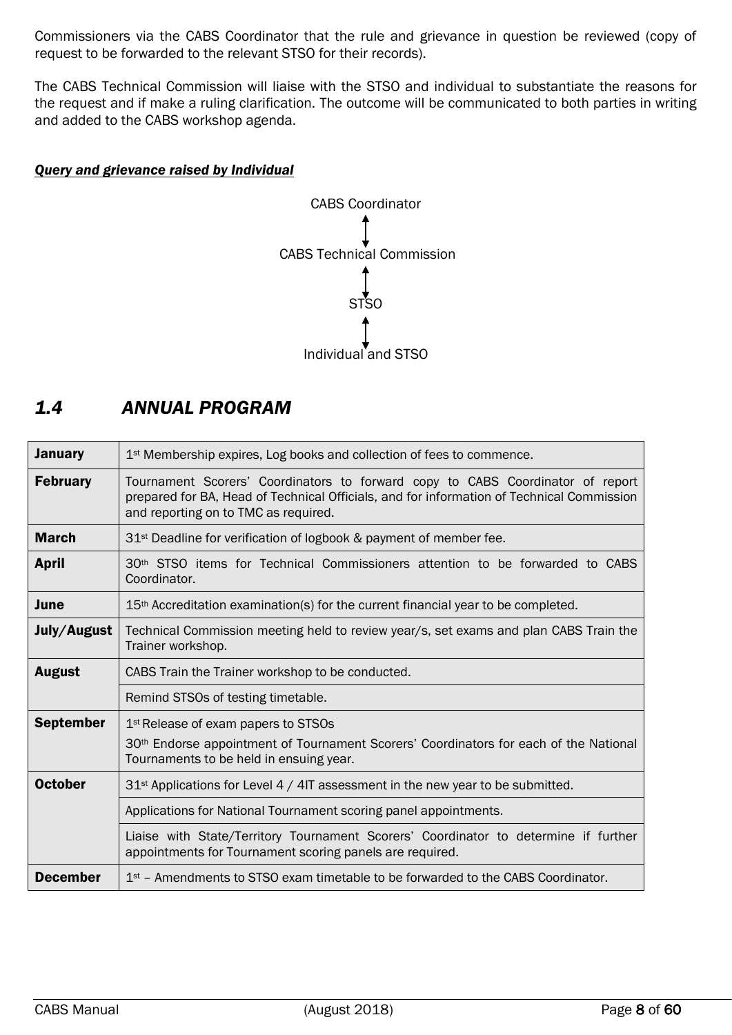Commissioners via the CABS Coordinator that the rule and grievance in question be reviewed (copy of request to be forwarded to the relevant STSO for their records).

The CABS Technical Commission will liaise with the STSO and individual to substantiate the reasons for the request and if make a ruling clarification. The outcome will be communicated to both parties in writing and added to the CABS workshop agenda.

***Query and grievance raised by Individual***

CABS Coordinator

↕

CABS Technical Commission

↕

STSO

↕

Individual and STSO

## *1.4 ANNUAL PROGRAM*

| | |
|---|---|
| **January** | 1st Membership expires, Log books and collection of fees to commence. |
| **February** | Tournament Scorers' Coordinators to forward copy to CABS Coordinator of report prepared for BA, Head of Technical Officials, and for information of Technical Commission and reporting on to TMC as required. |
| **March** | 31st Deadline for verification of logbook & payment of member fee. |
| **April** | 30th STSO items for Technical Commissioners attention to be forwarded to CABS Coordinator. |
| **June** | 15th Accreditation examination(s) for the current financial year to be completed. |
| **July/August** | Technical Commission meeting held to review year/s, set exams and plan CABS Train the Trainer workshop. |
| **August** | CABS Train the Trainer workshop to be conducted. |
| | Remind STSOs of testing timetable. |
| **September** | 1st Release of exam papers to STSOs<br>30th Endorse appointment of Tournament Scorers' Coordinators for each of the National Tournaments to be held in ensuing year. |
| **October** | 31st Applications for Level 4 / 4IT assessment in the new year to be submitted. |
| | Applications for National Tournament scoring panel appointments. |
| | Liaise with State/Territory Tournament Scorers' Coordinator to determine if further appointments for Tournament scoring panels are required. |
| **December** | 1st – Amendments to STSO exam timetable to be forwarded to the CABS Coordinator. |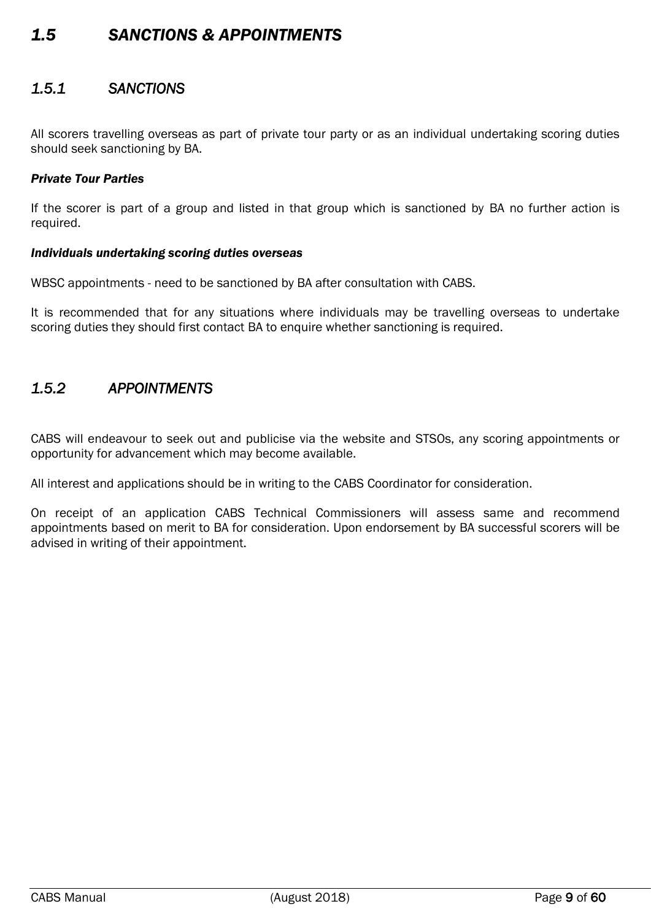## *1.5 SANCTIONS & APPOINTMENTS*

### *1.5.1 SANCTIONS*

All scorers travelling overseas as part of private tour party or as an individual undertaking scoring duties should seek sanctioning by BA.

***Private Tour Parties***

If the scorer is part of a group and listed in that group which is sanctioned by BA no further action is required.

***Individuals undertaking scoring duties overseas***

WBSC appointments - need to be sanctioned by BA after consultation with CABS.

It is recommended that for any situations where individuals may be travelling overseas to undertake scoring duties they should first contact BA to enquire whether sanctioning is required.

### *1.5.2 APPOINTMENTS*

CABS will endeavour to seek out and publicise via the website and STSOs, any scoring appointments or opportunity for advancement which may become available.

All interest and applications should be in writing to the CABS Coordinator for consideration.

On receipt of an application CABS Technical Commissioners will assess same and recommend appointments based on merit to BA for consideration. Upon endorsement by BA successful scorers will be advised in writing of their appointment.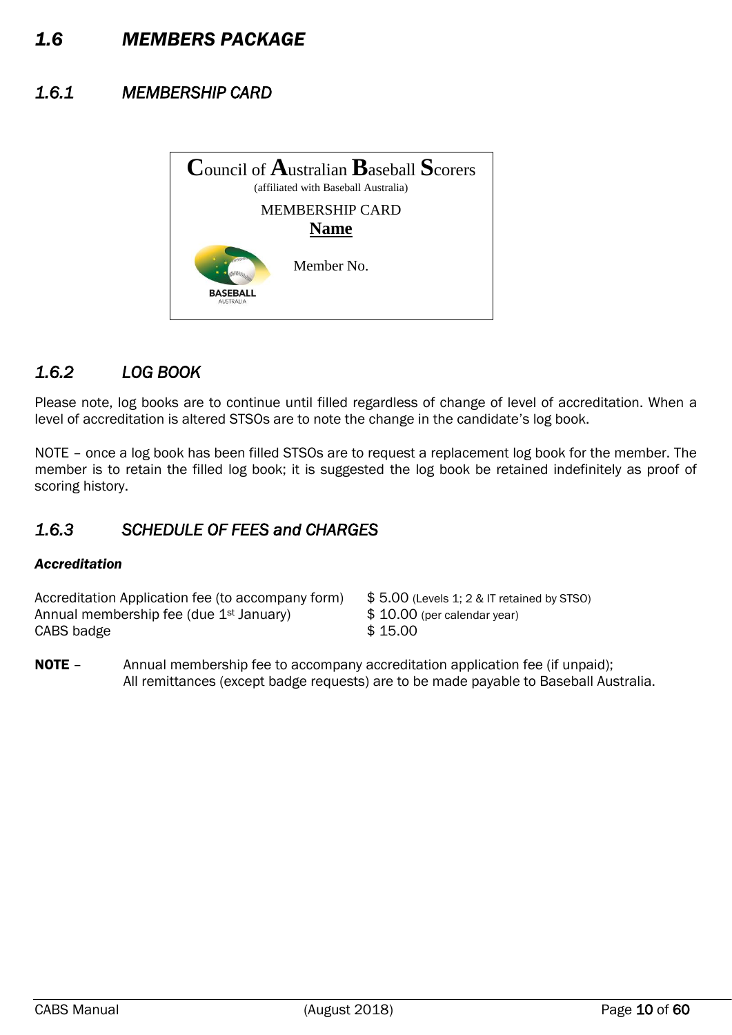## *1.6 MEMBERS PACKAGE*

### *1.6.1 MEMBERSHIP CARD*

Council of Australian Baseball Scorers
(affiliated with Baseball Australia)

MEMBERSHIP CARD
**Name**

Member No.

BASEBALL
AUSTRALIA

### *1.6.2 LOG BOOK*

Please note, log books are to continue until filled regardless of change of level of accreditation. When a level of accreditation is altered STSOs are to note the change in the candidate's log book.

NOTE – once a log book has been filled STSOs are to request a replacement log book for the member. The member is to retain the filled log book; it is suggested the log book be retained indefinitely as proof of scoring history.

### *1.6.3 SCHEDULE OF FEES and CHARGES*

***Accreditation***

| | |
|---|---|
| Accreditation Application fee (to accompany form) | $ 5.00 (Levels 1; 2 & IT retained by STSO) |
| Annual membership fee (due 1st January) | $ 10.00 (per calendar year) |
| CABS badge | $ 15.00 |

**NOTE** – Annual membership fee to accompany accreditation application fee (if unpaid);
All remittances (except badge requests) are to be made payable to Baseball Australia.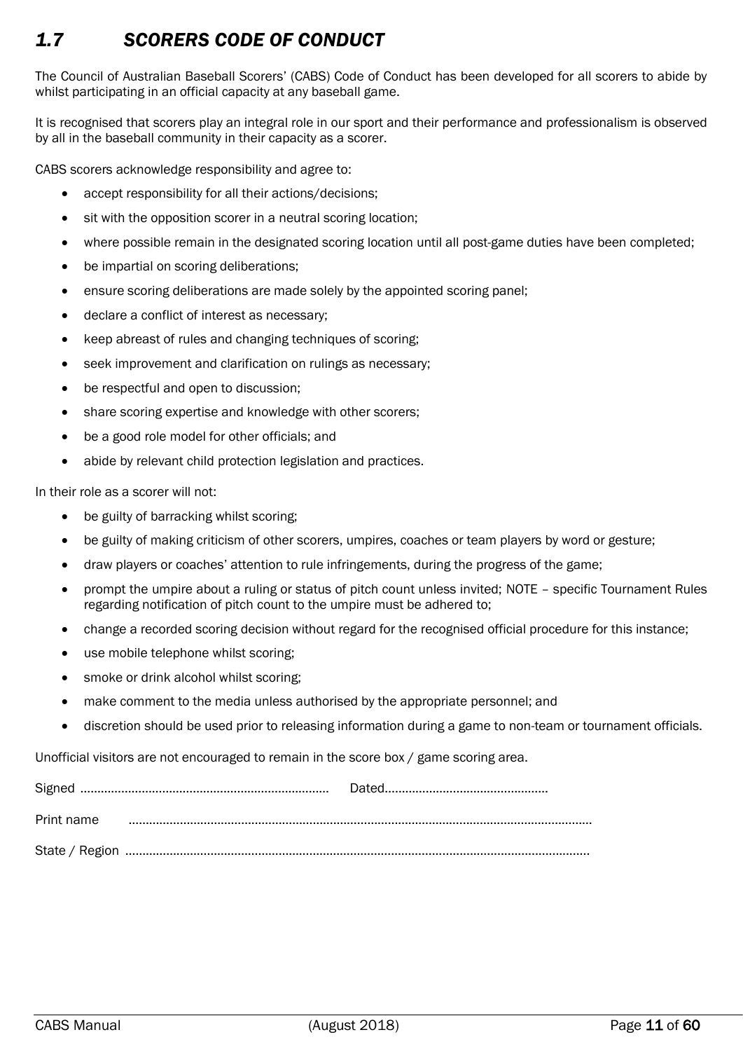## *1.7 SCORERS CODE OF CONDUCT*

The Council of Australian Baseball Scorers' (CABS) Code of Conduct has been developed for all scorers to abide by whilst participating in an official capacity at any baseball game.

It is recognised that scorers play an integral role in our sport and their performance and professionalism is observed by all in the baseball community in their capacity as a scorer.

CABS scorers acknowledge responsibility and agree to:

- accept responsibility for all their actions/decisions;
- sit with the opposition scorer in a neutral scoring location;
- where possible remain in the designated scoring location until all post-game duties have been completed;
- be impartial on scoring deliberations;
- ensure scoring deliberations are made solely by the appointed scoring panel;
- declare a conflict of interest as necessary;
- keep abreast of rules and changing techniques of scoring;
- seek improvement and clarification on rulings as necessary;
- be respectful and open to discussion;
- share scoring expertise and knowledge with other scorers;
- be a good role model for other officials; and
- abide by relevant child protection legislation and practices.

In their role as a scorer will not:

- be guilty of barracking whilst scoring;
- be guilty of making criticism of other scorers, umpires, coaches or team players by word or gesture;
- draw players or coaches' attention to rule infringements, during the progress of the game;
- prompt the umpire about a ruling or status of pitch count unless invited; NOTE – specific Tournament Rules regarding notification of pitch count to the umpire must be adhered to;
- change a recorded scoring decision without regard for the recognised official procedure for this instance;
- use mobile telephone whilst scoring;
- smoke or drink alcohol whilst scoring;
- make comment to the media unless authorised by the appropriate personnel; and
- discretion should be used prior to releasing information during a game to non-team or tournament officials.

Unofficial visitors are not encouraged to remain in the score box / game scoring area.

Signed ........................................................................ Dated................................................

Print name ......................................................................................................................................

State / Region .....................................................................................................................................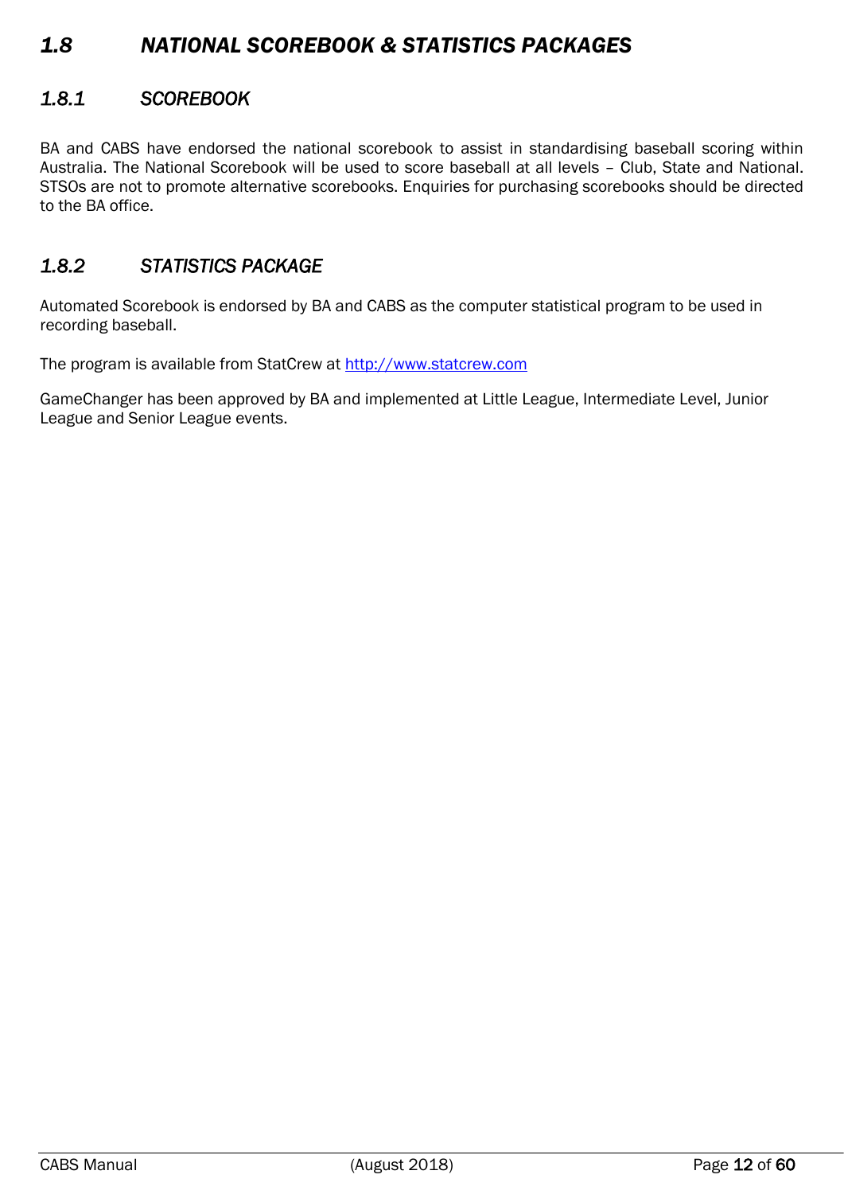## *1.8 NATIONAL SCOREBOOK & STATISTICS PACKAGES*

### *1.8.1 SCOREBOOK*

BA and CABS have endorsed the national scorebook to assist in standardising baseball scoring within Australia. The National Scorebook will be used to score baseball at all levels – Club, State and National. STSOs are not to promote alternative scorebooks. Enquiries for purchasing scorebooks should be directed to the BA office.

### *1.8.2 STATISTICS PACKAGE*

Automated Scorebook is endorsed by BA and CABS as the computer statistical program to be used in recording baseball.

The program is available from StatCrew at http://www.statcrew.com

GameChanger has been approved by BA and implemented at Little League, Intermediate Level, Junior League and Senior League events.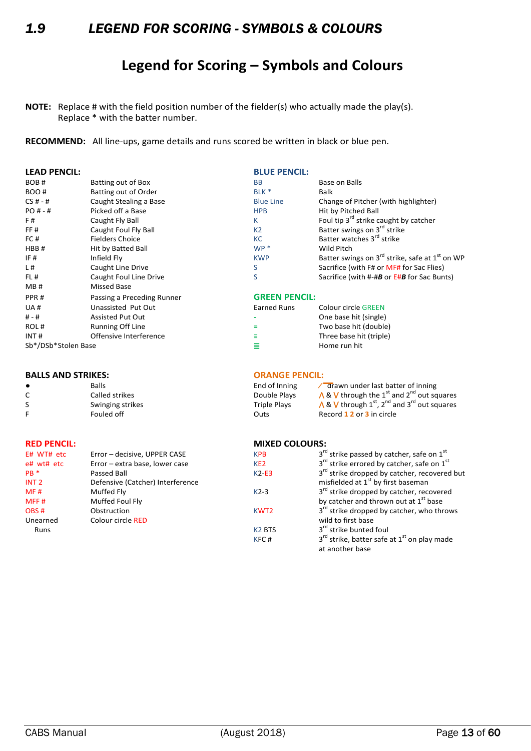## 1.9 LEGEND FOR SCORING - SYMBOLS & COLOURS

# Legend for Scoring – Symbols and Colours

**NOTE:** Replace # with the field position number of the fielder(s) who actually made the play(s).
Replace * with the batter number.

**RECOMMEND:** All line-ups, game details and runs scored be written in black or blue pen.

### LEAD PENCIL:

| | |
|---|---|
| BOB # | Batting out of Box |
| BOO # | Batting out of Order |
| CS # - # | Caught Stealing a Base |
| PO # - # | Picked off a Base |
| F # | Caught Fly Ball |
| FF # | Caught Foul Fly Ball |
| FC # | Fielders Choice |
| HBB # | Hit by Batted Ball |
| IF # | Infield Fly |
| L # | Caught Line Drive |
| FL # | Caught Foul Line Drive |
| MB # | Missed Base |
| PPR # | Passing a Preceding Runner |
| UA # | Unassisted Put Out |
| # - # | Assisted Put Out |
| ROL # | Running Off Line |
| INT # | Offensive Interference |
| Sb*/DSb* | Stolen Base |

### BALLS AND STRIKES:

| | |
|---|---|
| ● | Balls |
| C | Called strikes |
| S | Swinging strikes |
| F | Fouled off |

### RED PENCIL:

| | |
|---|---|
| E# WT# etc | Error – decisive, UPPER CASE |
| e# wt# etc | Error – extra base, lower case |
| PB * | Passed Ball |
| INT 2 | Defensive (Catcher) Interference |
| MF # | Muffed Fly |
| MFF # | Muffed Foul Fly |
| OBS # | Obstruction |
| Unearned Runs | Colour circle RED |

### BLUE PENCIL:

| | |
|---|---|
| BB | Base on Balls |
| BLK * | Balk |
| Blue Line | Change of Pitcher (with highlighter) |
| HPB | Hit by Pitched Ball |
| K | Foul tip 3rd strike caught by catcher |
| K2 | Batter swings on 3rd strike |
| KC | Batter watches 3rd strike |
| WP * | Wild Pitch |
| KWP | Batter swings on 3rd strike, safe at 1st on WP |
| S | Sacrifice (with F# or MF# for Sac Flies) |
| S | Sacrifice (with #-#*B* or E#*B* for Sac Bunts) |

### GREEN PENCIL:

| | |
|---|---|
| Earned Runs | Colour circle GREEN |
| - | One base hit (single) |
| = | Two base hit (double) |
| ≡ | Three base hit (triple) |
| ≣ | Home run hit |

### ORANGE PENCIL:

| | |
|---|---|
| End of Inning | ⁄‾ drawn under last batter of inning |
| Double Plays | ⋀ & ⋁ through the 1st and 2nd out squares |
| Triple Plays | ⋀ & ⋁ through 1st, 2nd and 3rd out squares |
| Outs | Record 1 2 or 3 in circle |

### MIXED COLOURS:

| | |
|---|---|
| KPB | 3rd strike passed by catcher, safe on 1st |
| KE2 | 3rd strike errored by catcher, safe on 1st |
| K2-E3 | 3rd strike dropped by catcher, recovered but misfielded at 1st by first baseman |
| K2-3 | 3rd strike dropped by catcher, recovered by catcher and thrown out at 1st base |
| KWT2 | 3rd strike dropped by catcher, who throws wild to first base |
| K2 BTS | 3rd strike bunted foul |
| KFC # | 3rd strike, batter safe at 1st on play made at another base |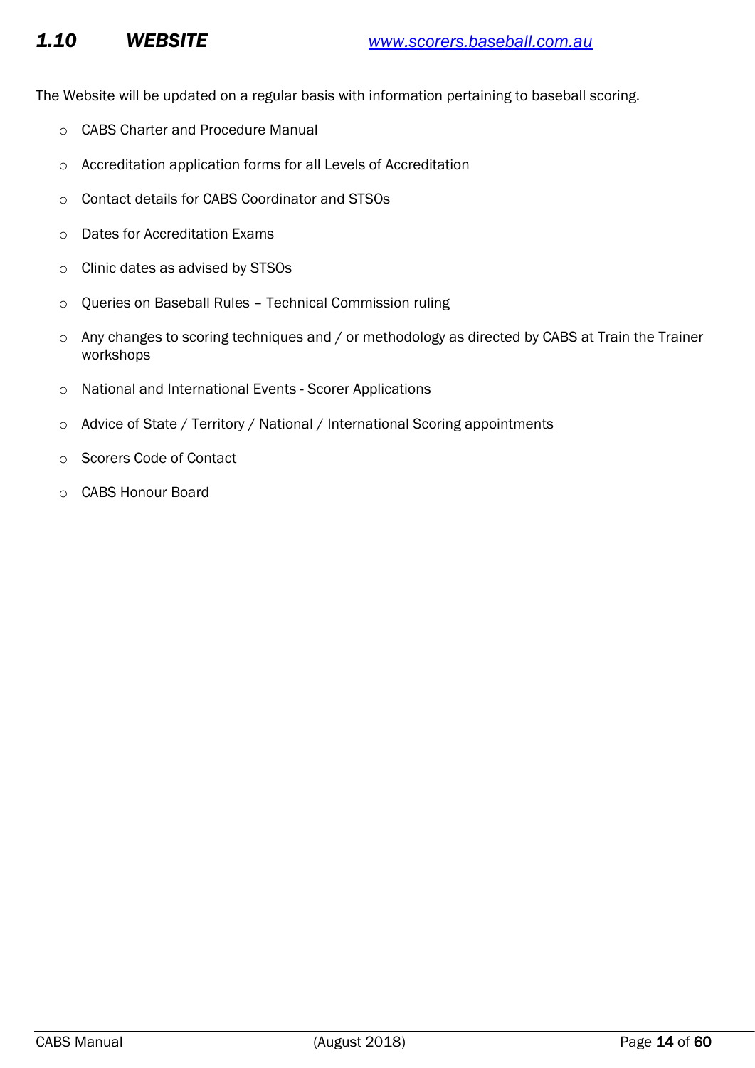## *1.10 WEBSITE* [www.scorers.baseball.com.au](http://www.scorers.baseball.com.au)

The Website will be updated on a regular basis with information pertaining to baseball scoring.

- CABS Charter and Procedure Manual
- Accreditation application forms for all Levels of Accreditation
- Contact details for CABS Coordinator and STSOs
- Dates for Accreditation Exams
- Clinic dates as advised by STSOs
- Queries on Baseball Rules – Technical Commission ruling
- Any changes to scoring techniques and / or methodology as directed by CABS at Train the Trainer workshops
- National and International Events - Scorer Applications
- Advice of State / Territory / National / International Scoring appointments
- Scorers Code of Contact
- CABS Honour Board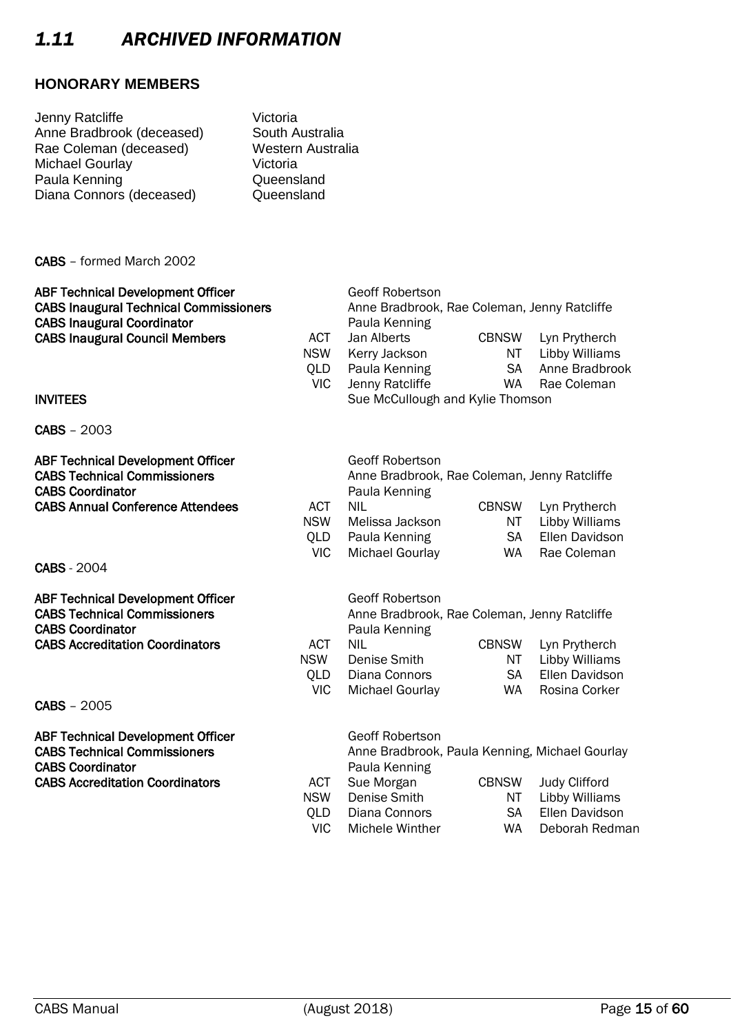# *1.11 ARCHIVED INFORMATION*

## HONORARY MEMBERS

| | |
|---|---|
| Jenny Ratcliffe | Victoria |
| Anne Bradbrook (deceased) | South Australia |
| Rae Coleman (deceased) | Western Australia |
| Michael Gourlay | Victoria |
| Paula Kenning | Queensland |
| Diana Connors (deceased) | Queensland |

**CABS** – formed March 2002

| | | | | |
|---|---|---|---|---|
| **ABF Technical Development Officer** | | Geoff Robertson | | |
| **CABS Inaugural Technical Commissioners** | | Anne Bradbrook, Rae Coleman, Jenny Ratcliffe | | |
| **CABS Inaugural Coordinator** | | Paula Kenning | | |
| **CABS Inaugural Council Members** | ACT | Jan Alberts | CBNSW | Lyn Prytherch |
| | NSW | Kerry Jackson | NT | Libby Williams |
| | QLD | Paula Kenning | SA | Anne Bradbrook |
| | VIC | Jenny Ratcliffe | WA | Rae Coleman |
| **INVITEES** | | Sue McCullough and Kylie Thomson | | |

**CABS** – 2003

| | | | | |
|---|---|---|---|---|
| **ABF Technical Development Officer** | | Geoff Robertson | | |
| **CABS Technical Commissioners** | | Anne Bradbrook, Rae Coleman, Jenny Ratcliffe | | |
| **CABS Coordinator** | | Paula Kenning | | |
| **CABS Annual Conference Attendees** | ACT | NIL | CBNSW | Lyn Prytherch |
| | NSW | Melissa Jackson | NT | Libby Williams |
| | QLD | Paula Kenning | SA | Ellen Davidson |
| | VIC | Michael Gourlay | WA | Rae Coleman |

**CABS** - 2004

| | | | | |
|---|---|---|---|---|
| **ABF Technical Development Officer** | | Geoff Robertson | | |
| **CABS Technical Commissioners** | | Anne Bradbrook, Rae Coleman, Jenny Ratcliffe | | |
| **CABS Coordinator** | | Paula Kenning | | |
| **CABS Accreditation Coordinators** | ACT | NIL | CBNSW | Lyn Prytherch |
| | NSW | Denise Smith | NT | Libby Williams |
| | QLD | Diana Connors | SA | Ellen Davidson |
| | VIC | Michael Gourlay | WA | Rosina Corker |

**CABS** – 2005

| | | | | |
|---|---|---|---|---|
| **ABF Technical Development Officer** | | Geoff Robertson | | |
| **CABS Technical Commissioners** | | Anne Bradbrook, Paula Kenning, Michael Gourlay | | |
| **CABS Coordinator** | | Paula Kenning | | |
| **CABS Accreditation Coordinators** | ACT | Sue Morgan | CBNSW | Judy Clifford |
| | NSW | Denise Smith | NT | Libby Williams |
| | QLD | Diana Connors | SA | Ellen Davidson |
| | VIC | Michele Winther | WA | Deborah Redman |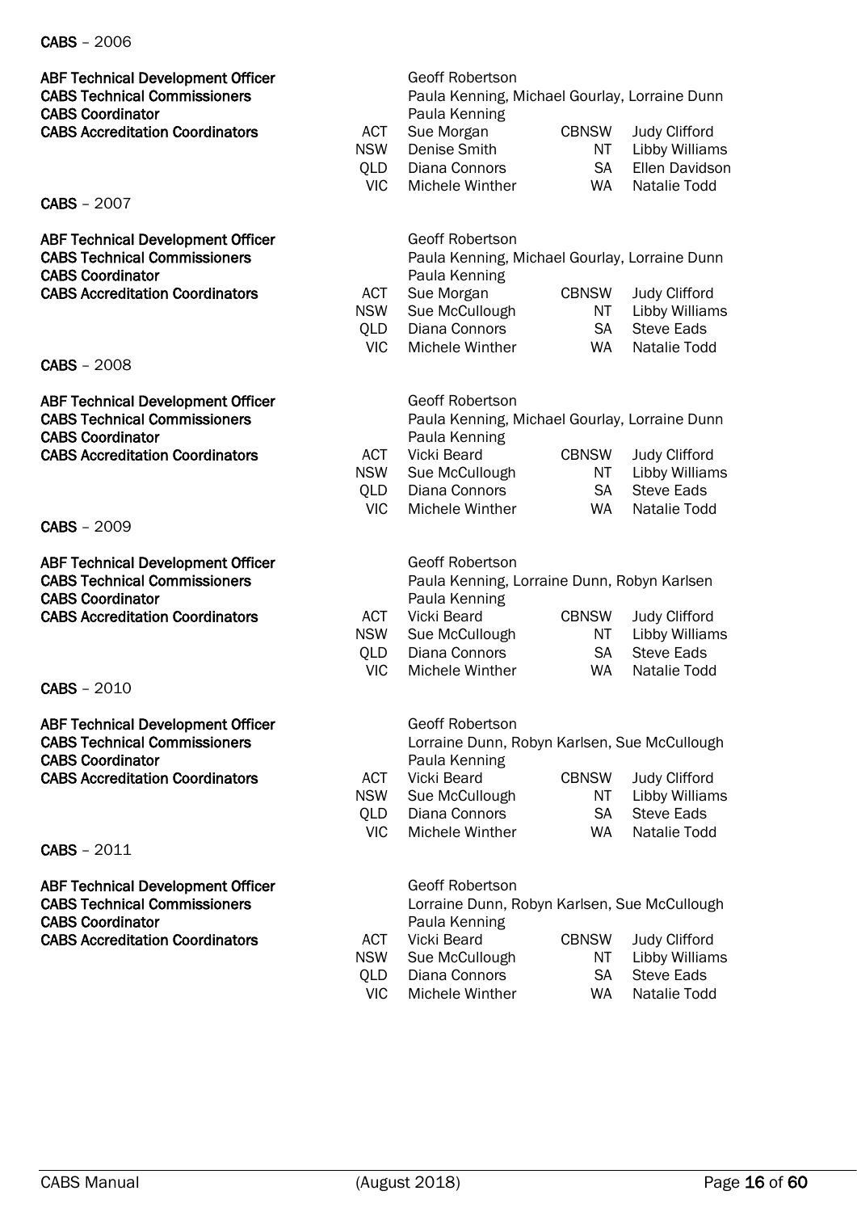**CABS** – 2006

| | | | | |
|---|---|---|---|---|
| **ABF Technical Development Officer** | | Geoff Robertson | | |
| **CABS Technical Commissioners** | | Paula Kenning, Michael Gourlay, Lorraine Dunn | | |
| **CABS Coordinator** | | Paula Kenning | | |
| **CABS Accreditation Coordinators** | ACT | Sue Morgan | CBNSW | Judy Clifford |
| | NSW | Denise Smith | NT | Libby Williams |
| | QLD | Diana Connors | SA | Ellen Davidson |
| | VIC | Michele Winther | WA | Natalie Todd |

**CABS** – 2007

| | | | | |
|---|---|---|---|---|
| **ABF Technical Development Officer** | | Geoff Robertson | | |
| **CABS Technical Commissioners** | | Paula Kenning, Michael Gourlay, Lorraine Dunn | | |
| **CABS Coordinator** | | Paula Kenning | | |
| **CABS Accreditation Coordinators** | ACT | Sue Morgan | CBNSW | Judy Clifford |
| | NSW | Sue McCullough | NT | Libby Williams |
| | QLD | Diana Connors | SA | Steve Eads |
| | VIC | Michele Winther | WA | Natalie Todd |

**CABS** – 2008

| | | | | |
|---|---|---|---|---|
| **ABF Technical Development Officer** | | Geoff Robertson | | |
| **CABS Technical Commissioners** | | Paula Kenning, Michael Gourlay, Lorraine Dunn | | |
| **CABS Coordinator** | | Paula Kenning | | |
| **CABS Accreditation Coordinators** | ACT | Vicki Beard | CBNSW | Judy Clifford |
| | NSW | Sue McCullough | NT | Libby Williams |
| | QLD | Diana Connors | SA | Steve Eads |
| | VIC | Michele Winther | WA | Natalie Todd |

**CABS** – 2009

| | | | | |
|---|---|---|---|---|
| **ABF Technical Development Officer** | | Geoff Robertson | | |
| **CABS Technical Commissioners** | | Paula Kenning, Lorraine Dunn, Robyn Karlsen | | |
| **CABS Coordinator** | | Paula Kenning | | |
| **CABS Accreditation Coordinators** | ACT | Vicki Beard | CBNSW | Judy Clifford |
| | NSW | Sue McCullough | NT | Libby Williams |
| | QLD | Diana Connors | SA | Steve Eads |
| | VIC | Michele Winther | WA | Natalie Todd |

**CABS** – 2010

| | | | | |
|---|---|---|---|---|
| **ABF Technical Development Officer** | | Geoff Robertson | | |
| **CABS Technical Commissioners** | | Lorraine Dunn, Robyn Karlsen, Sue McCullough | | |
| **CABS Coordinator** | | Paula Kenning | | |
| **CABS Accreditation Coordinators** | ACT | Vicki Beard | CBNSW | Judy Clifford |
| | NSW | Sue McCullough | NT | Libby Williams |
| | QLD | Diana Connors | SA | Steve Eads |
| | VIC | Michele Winther | WA | Natalie Todd |

**CABS** – 2011

| | | | | |
|---|---|---|---|---|
| **ABF Technical Development Officer** | | Geoff Robertson | | |
| **CABS Technical Commissioners** | | Lorraine Dunn, Robyn Karlsen, Sue McCullough | | |
| **CABS Coordinator** | | Paula Kenning | | |
| **CABS Accreditation Coordinators** | ACT | Vicki Beard | CBNSW | Judy Clifford |
| | NSW | Sue McCullough | NT | Libby Williams |
| | QLD | Diana Connors | SA | Steve Eads |
| | VIC | Michele Winther | WA | Natalie Todd |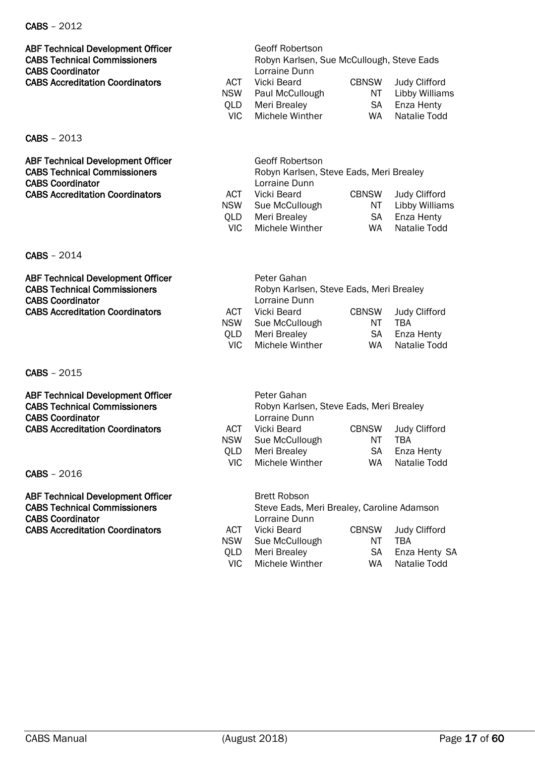**CABS** – 2012

| | | | | | |
|---|---|---|---|---|---|
| **ABF Technical Development Officer** | | Geoff Robertson | | | |
| **CABS Technical Commissioners** | | Robyn Karlsen, Sue McCullough, Steve Eads | | | |
| **CABS Coordinator** | | Lorraine Dunn | | | |
| **CABS Accreditation Coordinators** | ACT | Vicki Beard | CBNSW | Judy Clifford | |
| | NSW | Paul McCullough | NT | Libby Williams | |
| | QLD | Meri Brealey | SA | Enza Henty | |
| | VIC | Michele Winther | WA | Natalie Todd | |

**CABS** – 2013

| | | | | |
|---|---|---|---|---|
| **ABF Technical Development Officer** | | Geoff Robertson | | |
| **CABS Technical Commissioners** | | Robyn Karlsen, Steve Eads, Meri Brealey | | |
| **CABS Coordinator** | | Lorraine Dunn | | |
| **CABS Accreditation Coordinators** | ACT | Vicki Beard | CBNSW | Judy Clifford |
| | NSW | Sue McCullough | NT | Libby Williams |
| | QLD | Meri Brealey | SA | Enza Henty |
| | VIC | Michele Winther | WA | Natalie Todd |

**CABS** – 2014

| | | | | |
|---|---|---|---|---|
| **ABF Technical Development Officer** | | Peter Gahan | | |
| **CABS Technical Commissioners** | | Robyn Karlsen, Steve Eads, Meri Brealey | | |
| **CABS Coordinator** | | Lorraine Dunn | | |
| **CABS Accreditation Coordinators** | ACT | Vicki Beard | CBNSW | Judy Clifford |
| | NSW | Sue McCullough | NT | TBA |
| | QLD | Meri Brealey | SA | Enza Henty |
| | VIC | Michele Winther | WA | Natalie Todd |

**CABS** – 2015

| | | | | |
|---|---|---|---|---|
| **ABF Technical Development Officer** | | Peter Gahan | | |
| **CABS Technical Commissioners** | | Robyn Karlsen, Steve Eads, Meri Brealey | | |
| **CABS Coordinator** | | Lorraine Dunn | | |
| **CABS Accreditation Coordinators** | ACT | Vicki Beard | CBNSW | Judy Clifford |
| | NSW | Sue McCullough | NT | TBA |
| | QLD | Meri Brealey | SA | Enza Henty |
| | VIC | Michele Winther | WA | Natalie Todd |

**CABS** – 2016

| | | | | |
|---|---|---|---|---|
| **ABF Technical Development Officer** | | Brett Robson | | |
| **CABS Technical Commissioners** | | Steve Eads, Meri Brealey, Caroline Adamson | | |
| **CABS Coordinator** | | Lorraine Dunn | | |
| **CABS Accreditation Coordinators** | ACT | Vicki Beard | CBNSW | Judy Clifford |
| | NSW | Sue McCullough | NT | TBA |
| | QLD | Meri Brealey | SA | Enza Henty SA |
| | VIC | Michele Winther | WA | Natalie Todd |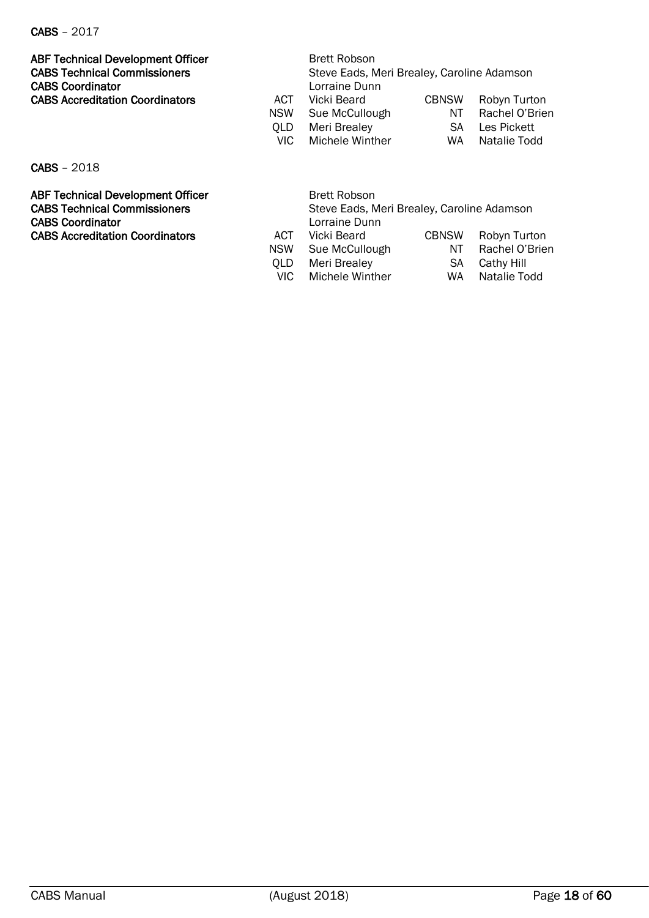**CABS** – 2017

| | | | | |
|---|---|---|---|---|
| **ABF Technical Development Officer** | | Brett Robson | | |
| **CABS Technical Commissioners** | | Steve Eads, Meri Brealey, Caroline Adamson | | |
| **CABS Coordinator** | | Lorraine Dunn | | |
| **CABS Accreditation Coordinators** | ACT | Vicki Beard | CBNSW | Robyn Turton |
| | NSW | Sue McCullough | NT | Rachel O'Brien |
| | QLD | Meri Brealey | SA | Les Pickett |
| | VIC | Michele Winther | WA | Natalie Todd |

**CABS** – 2018

| | | | | |
|---|---|---|---|---|
| **ABF Technical Development Officer** | | Brett Robson | | |
| **CABS Technical Commissioners** | | Steve Eads, Meri Brealey, Caroline Adamson | | |
| **CABS Coordinator** | | Lorraine Dunn | | |
| **CABS Accreditation Coordinators** | ACT | Vicki Beard | CBNSW | Robyn Turton |
| | NSW | Sue McCullough | NT | Rachel O'Brien |
| | QLD | Meri Brealey | SA | Cathy Hill |
| | VIC | Michele Winther | WA | Natalie Todd |